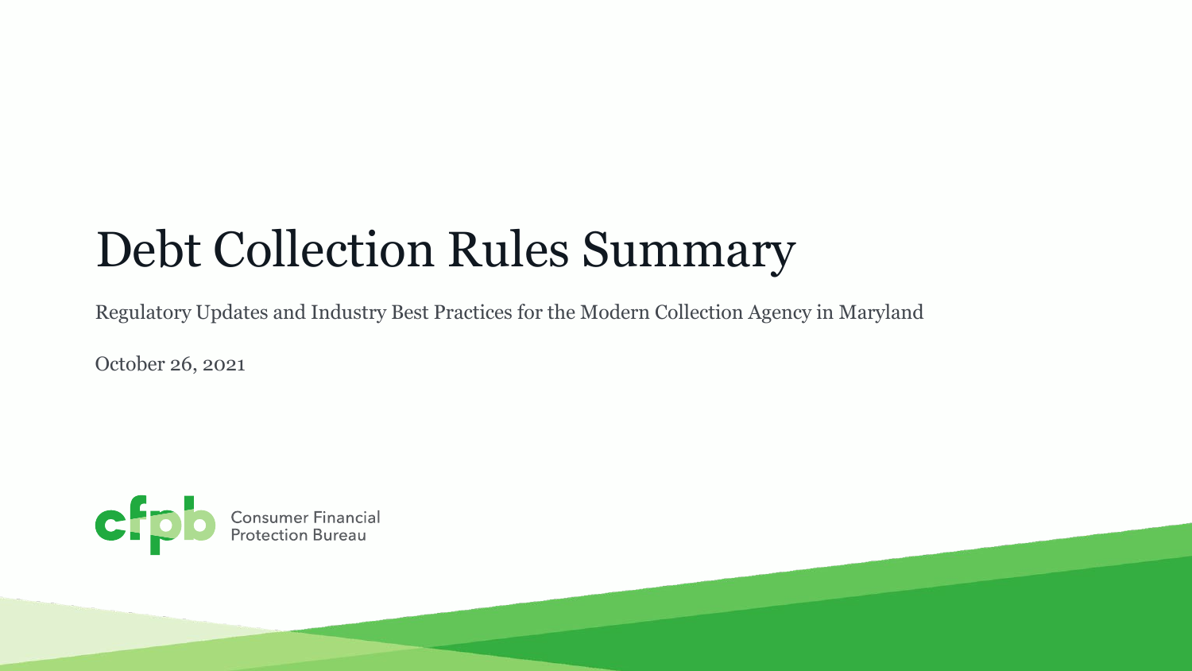# Debt Collection Rules Summary

Regulatory Updates and Industry Best Practices for the Modern Collection Agency in Maryland

October 26, 2021

Consumer Financial Protection Bureau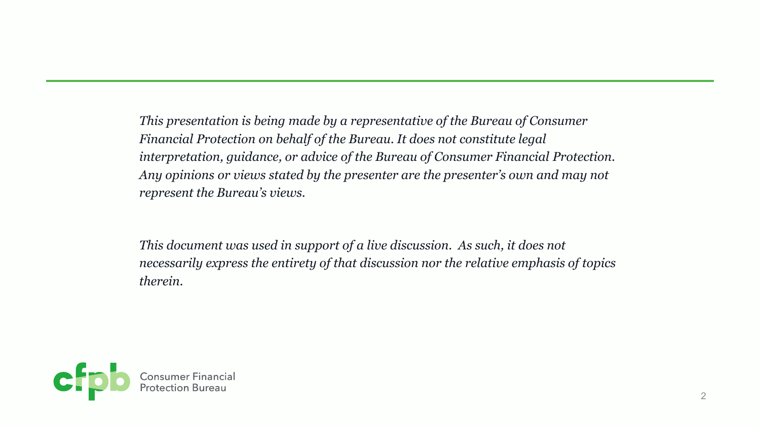*This presentation is being made by a representative of the Bureau of Consumer Financial Protection on behalf of the Bureau. It does not constitute legal interpretation, guidance, or advice of the Bureau of Consumer Financial Protection. Any opinions or views stated by the presenter are the presenter's own and may not represent the Bureau's views.*

*This document was used in support of a live discussion. As such, it does not necessarily express the entirety of that discussion nor the relative emphasis of topics therein.*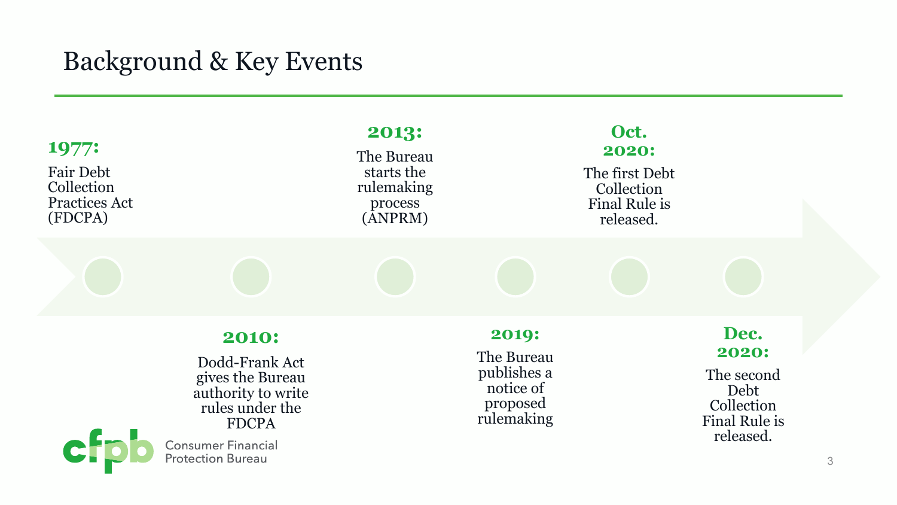# Background & Key Events

**1977:**
Fair Debt Collection Practices Act (FDCPA)

**2010:**
Dodd-Frank Act gives the Bureau authority to write rules under the FDCPA

**2013:**
The Bureau starts the rulemaking process (ANPRM)

**2019:**
The Bureau publishes a notice of proposed rulemaking

**Oct. 2020:**
The first Debt Collection Final Rule is released.

**Dec. 2020:**
The second Debt Collection Final Rule is released.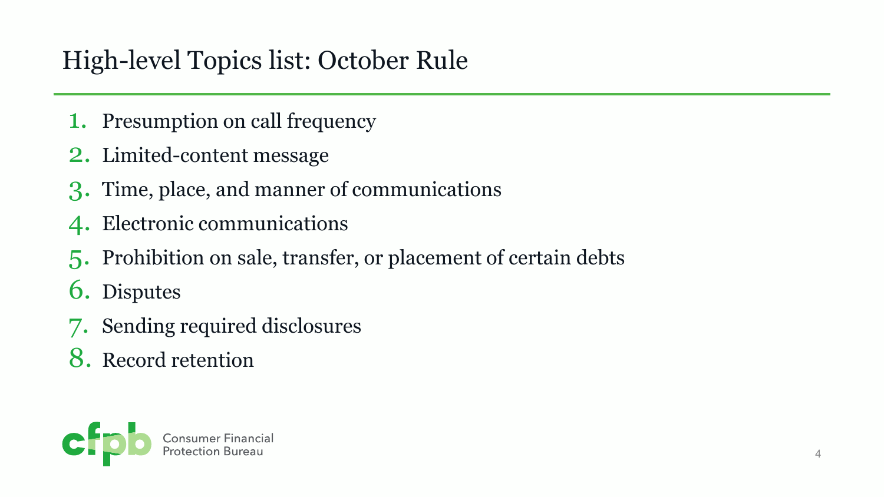# High-level Topics list: October Rule

1. Presumption on call frequency
2. Limited-content message
3. Time, place, and manner of communications
4. Electronic communications
5. Prohibition on sale, transfer, or placement of certain debts
6. Disputes
7. Sending required disclosures
8. Record retention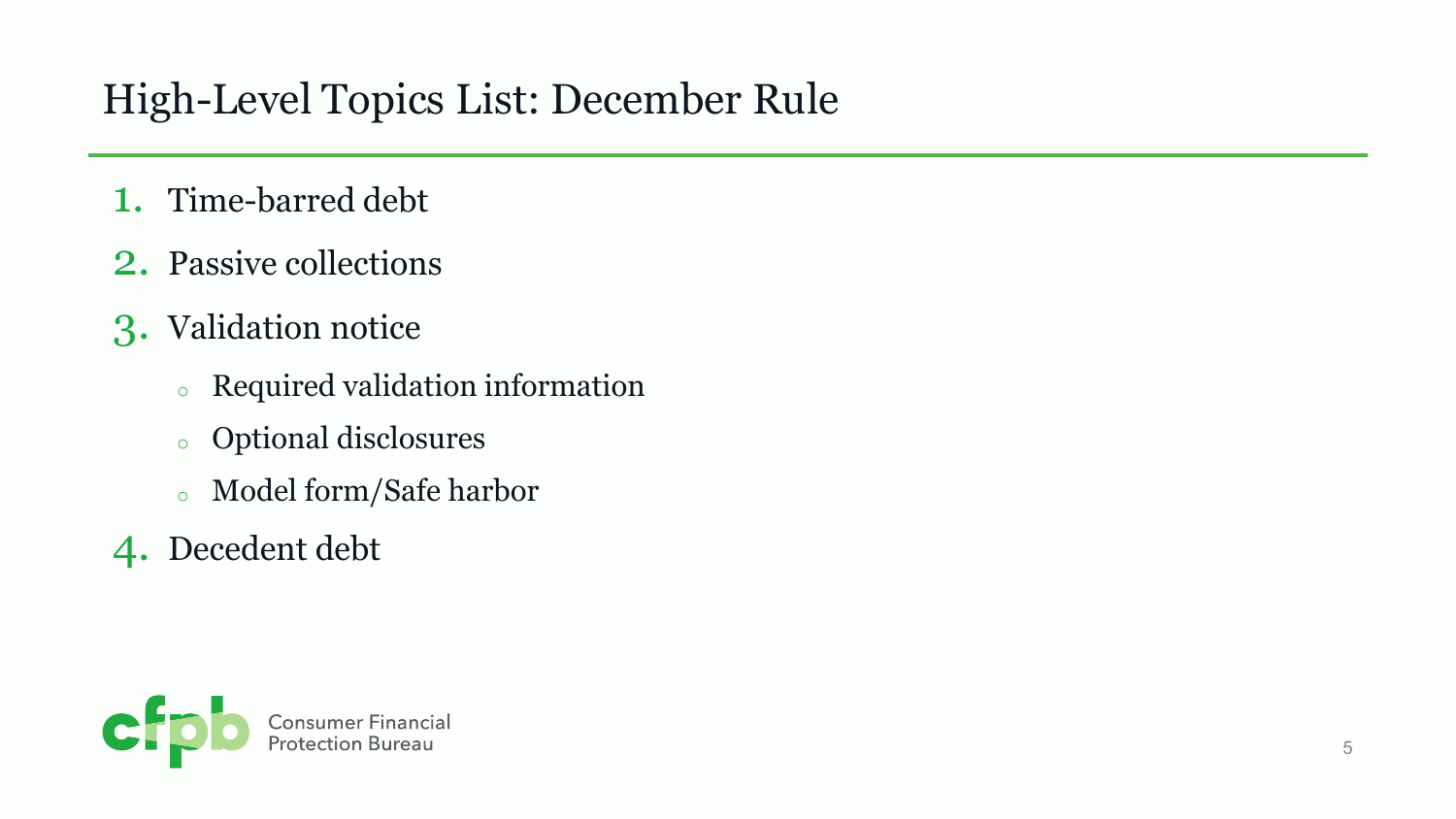# High-Level Topics List: December Rule

1. Time-barred debt
2. Passive collections
3. Validation notice
   - Required validation information
   - Optional disclosures
   - Model form/Safe harbor
4. Decedent debt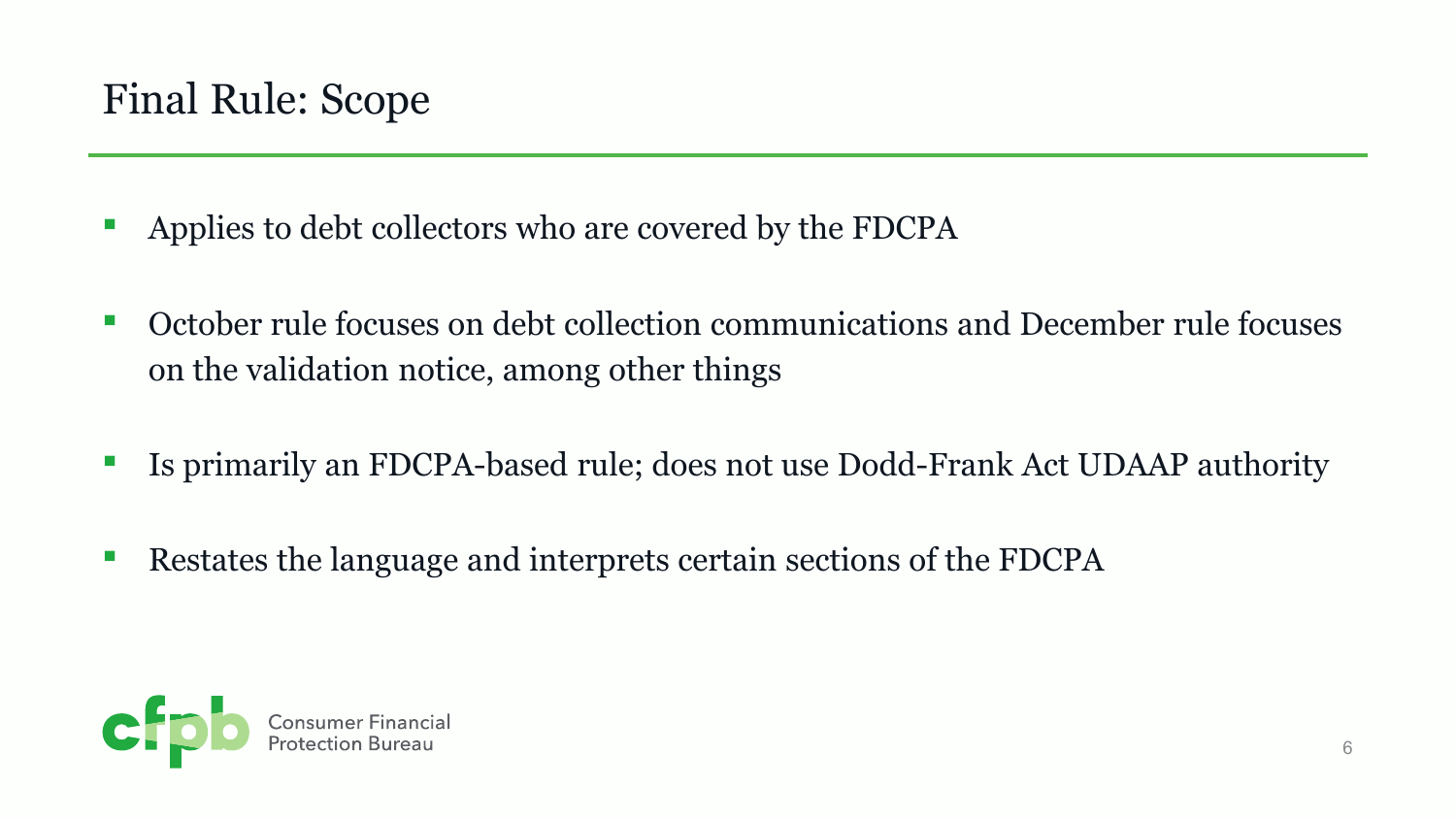# Final Rule: Scope

- Applies to debt collectors who are covered by the FDCPA
- October rule focuses on debt collection communications and December rule focuses on the validation notice, among other things
- Is primarily an FDCPA-based rule; does not use Dodd-Frank Act UDAAP authority
- Restates the language and interprets certain sections of the FDCPA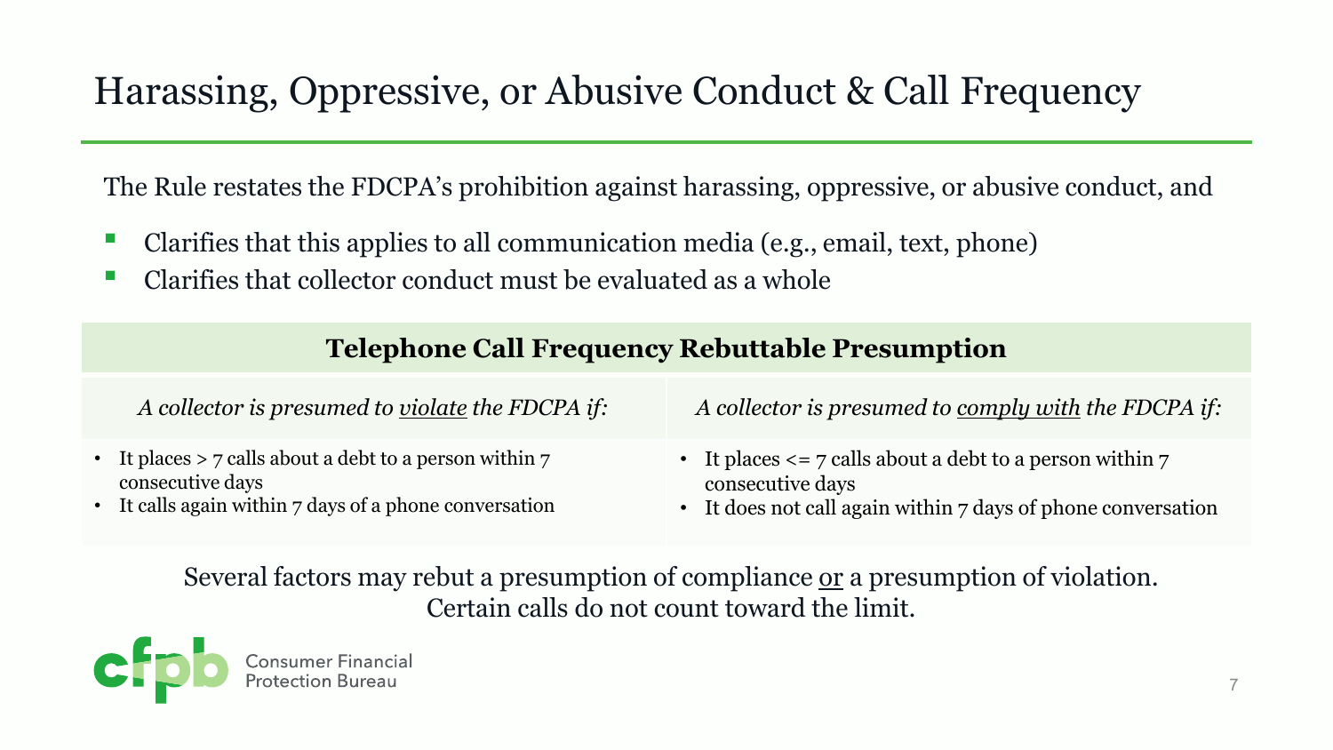# Harassing, Oppressive, or Abusive Conduct & Call Frequency

The Rule restates the FDCPA's prohibition against harassing, oppressive, or abusive conduct, and

- Clarifies that this applies to all communication media (e.g., email, text, phone)
- Clarifies that collector conduct must be evaluated as a whole

**Telephone Call Frequency Rebuttable Presumption**

| *A collector is presumed to violate the FDCPA if:* | *A collector is presumed to comply with the FDCPA if:* |
|---|---|
| • It places > 7 calls about a debt to a person within 7 consecutive days<br>• It calls again within 7 days of a phone conversation | • It places <= 7 calls about a debt to a person within 7 consecutive days<br>• It does not call again within 7 days of phone conversation |

Several factors may rebut a presumption of compliance or a presumption of violation.
Certain calls do not count toward the limit.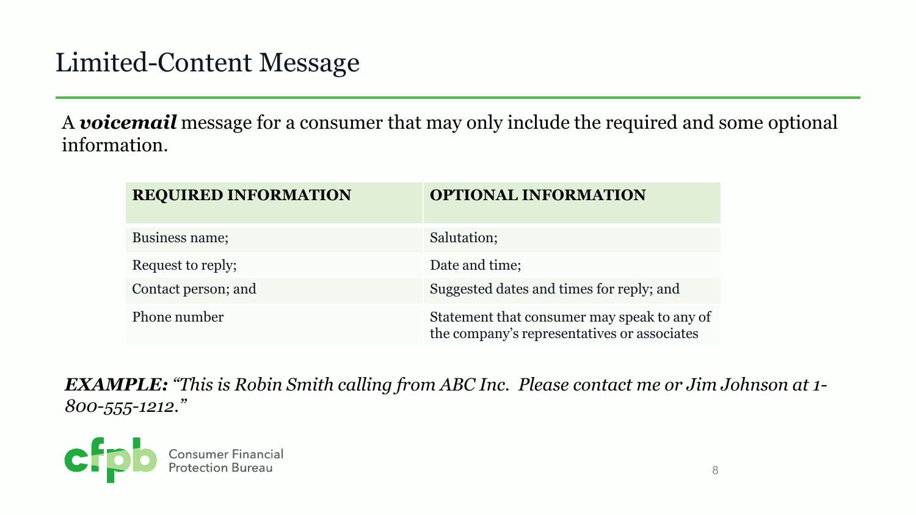# Limited-Content Message

A ***voicemail*** message for a consumer that may only include the required and some optional information.

| REQUIRED INFORMATION | OPTIONAL INFORMATION |
| --- | --- |
| Business name; | Salutation; |
| Request to reply; | Date and time; |
| Contact person; and | Suggested dates and times for reply; and |
| Phone number | Statement that consumer may speak to any of the company’s representatives or associates |

***EXAMPLE:*** *“This is Robin Smith calling from ABC Inc. Please contact me or Jim Johnson at 1-800-555-1212.”*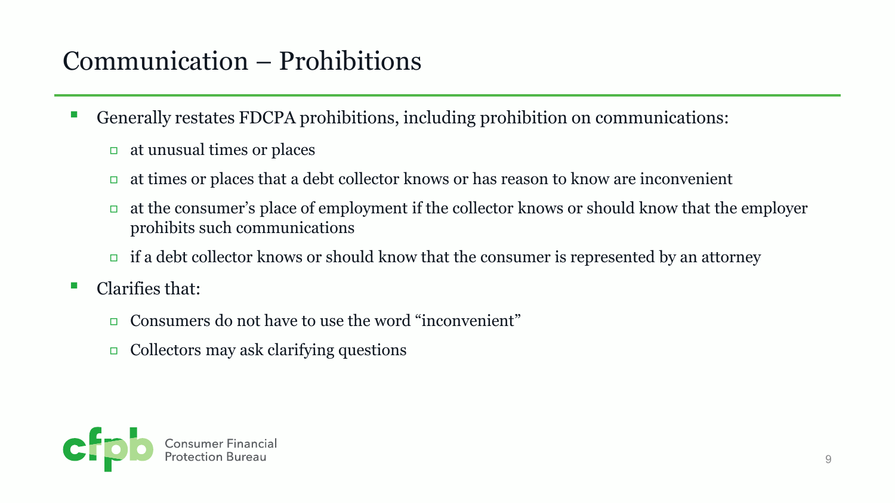# Communication – Prohibitions

- Generally restates FDCPA prohibitions, including prohibition on communications:
  - at unusual times or places
  - at times or places that a debt collector knows or has reason to know are inconvenient
  - at the consumer's place of employment if the collector knows or should know that the employer prohibits such communications
  - if a debt collector knows or should know that the consumer is represented by an attorney
- Clarifies that:
  - Consumers do not have to use the word "inconvenient"
  - Collectors may ask clarifying questions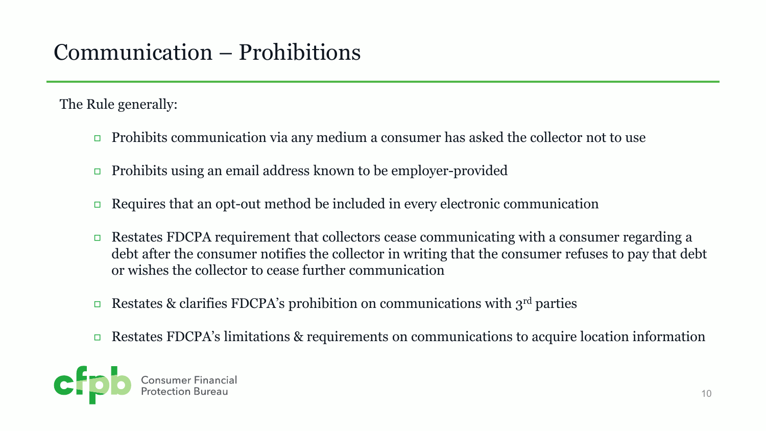# Communication – Prohibitions

The Rule generally:

- Prohibits communication via any medium a consumer has asked the collector not to use
- Prohibits using an email address known to be employer-provided
- Requires that an opt-out method be included in every electronic communication
- Restates FDCPA requirement that collectors cease communicating with a consumer regarding a debt after the consumer notifies the collector in writing that the consumer refuses to pay that debt or wishes the collector to cease further communication
- Restates & clarifies FDCPA's prohibition on communications with 3rd parties
- Restates FDCPA's limitations & requirements on communications to acquire location information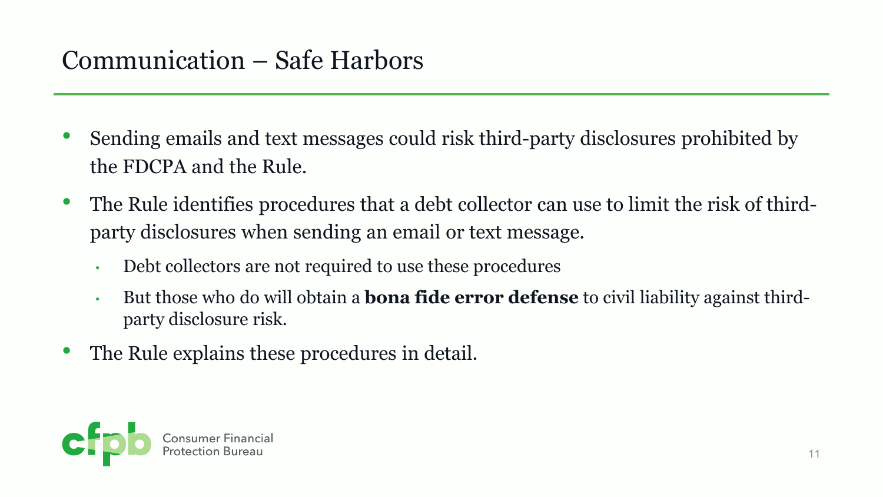# Communication – Safe Harbors

- Sending emails and text messages could risk third-party disclosures prohibited by the FDCPA and the Rule.
- The Rule identifies procedures that a debt collector can use to limit the risk of third-party disclosures when sending an email or text message.
  - Debt collectors are not required to use these procedures
  - But those who do will obtain a **bona fide error defense** to civil liability against third-party disclosure risk.
- The Rule explains these procedures in detail.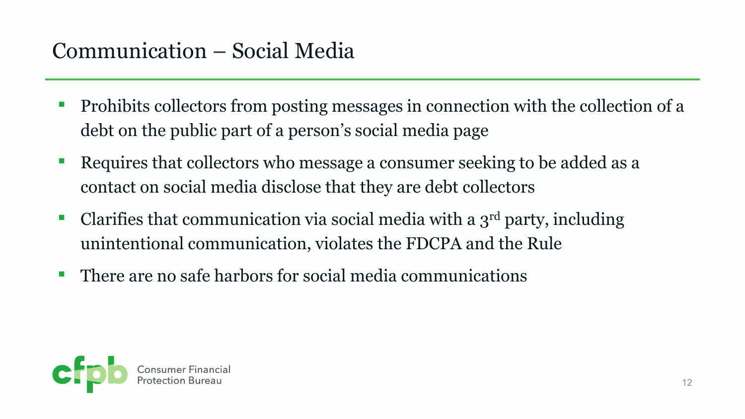# Communication – Social Media

- Prohibits collectors from posting messages in connection with the collection of a debt on the public part of a person's social media page
- Requires that collectors who message a consumer seeking to be added as a contact on social media disclose that they are debt collectors
- Clarifies that communication via social media with a 3rd party, including unintentional communication, violates the FDCPA and the Rule
- There are no safe harbors for social media communications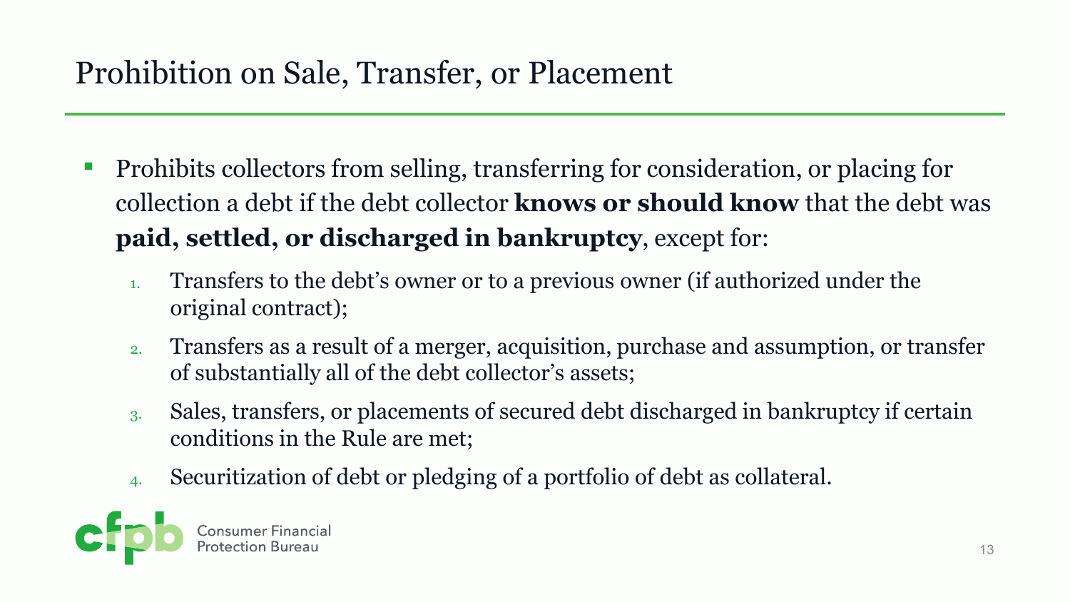# Prohibition on Sale, Transfer, or Placement

- Prohibits collectors from selling, transferring for consideration, or placing for collection a debt if the debt collector **knows or should know** that the debt was **paid, settled, or discharged in bankruptcy**, except for:
  1. Transfers to the debt's owner or to a previous owner (if authorized under the original contract);
  2. Transfers as a result of a merger, acquisition, purchase and assumption, or transfer of substantially all of the debt collector's assets;
  3. Sales, transfers, or placements of secured debt discharged in bankruptcy if certain conditions in the Rule are met;
  4. Securitization of debt or pledging of a portfolio of debt as collateral.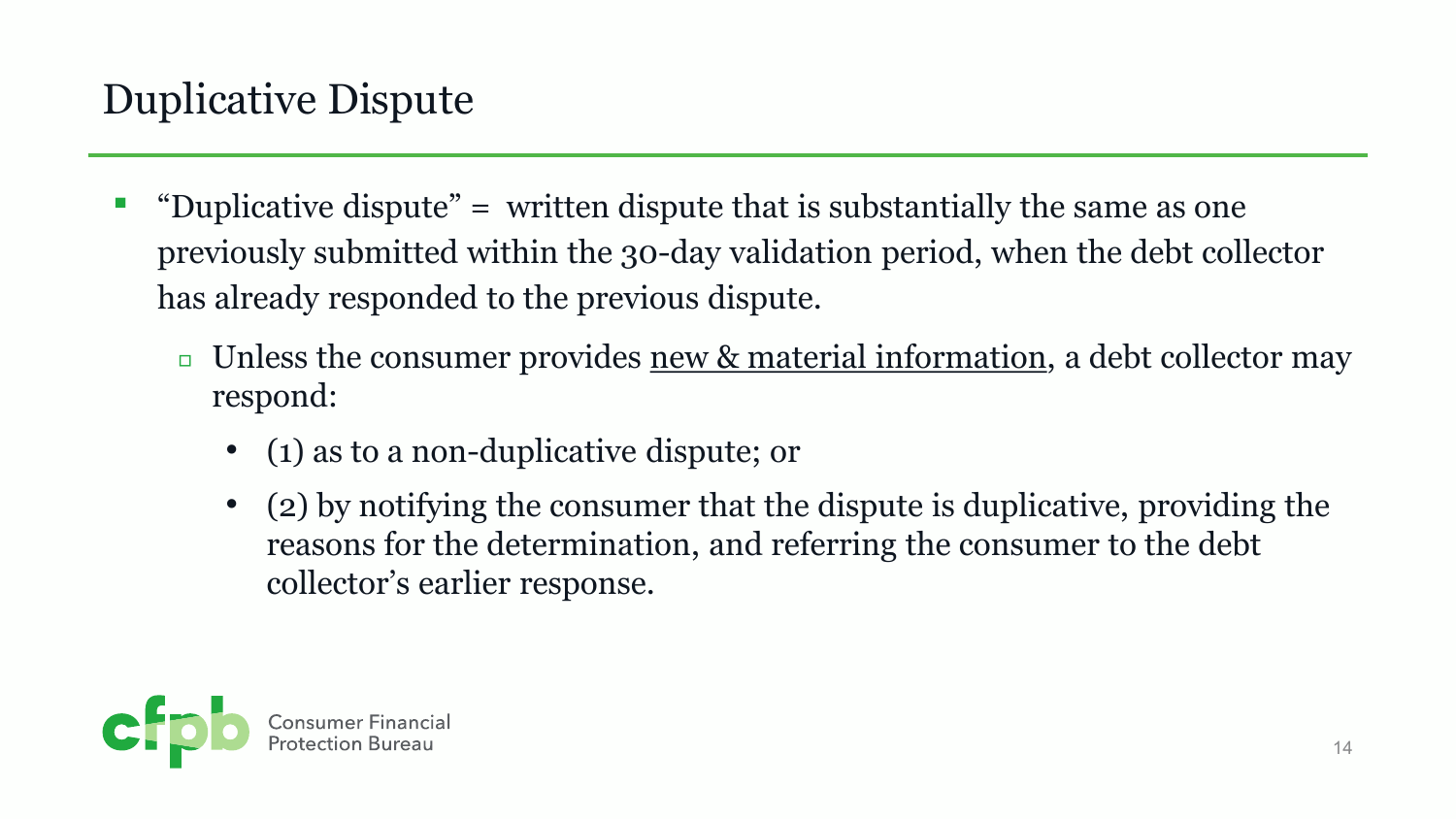# Duplicative Dispute

- "Duplicative dispute" = written dispute that is substantially the same as one previously submitted within the 30-day validation period, when the debt collector has already responded to the previous dispute.
  - Unless the consumer provides <u>new & material information</u>, a debt collector may respond:
    - (1) as to a non-duplicative dispute; or
    - (2) by notifying the consumer that the dispute is duplicative, providing the reasons for the determination, and referring the consumer to the debt collector's earlier response.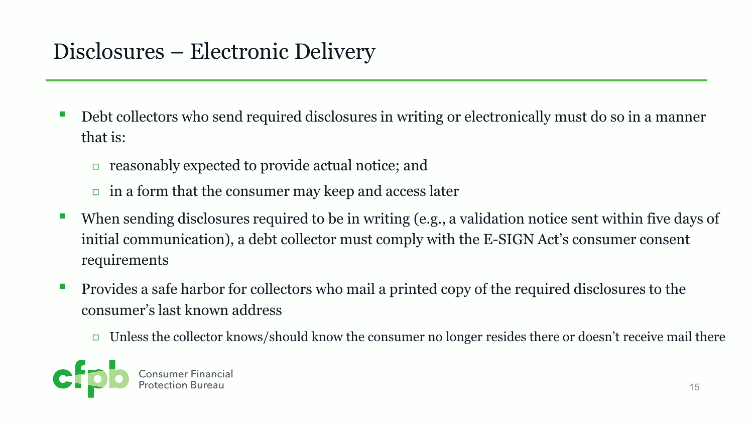# Disclosures – Electronic Delivery

- Debt collectors who send required disclosures in writing or electronically must do so in a manner that is:
  - reasonably expected to provide actual notice; and
  - in a form that the consumer may keep and access later
- When sending disclosures required to be in writing (e.g., a validation notice sent within five days of initial communication), a debt collector must comply with the E-SIGN Act's consumer consent requirements
- Provides a safe harbor for collectors who mail a printed copy of the required disclosures to the consumer's last known address
  - Unless the collector knows/should know the consumer no longer resides there or doesn't receive mail there

Consumer Financial Protection Bureau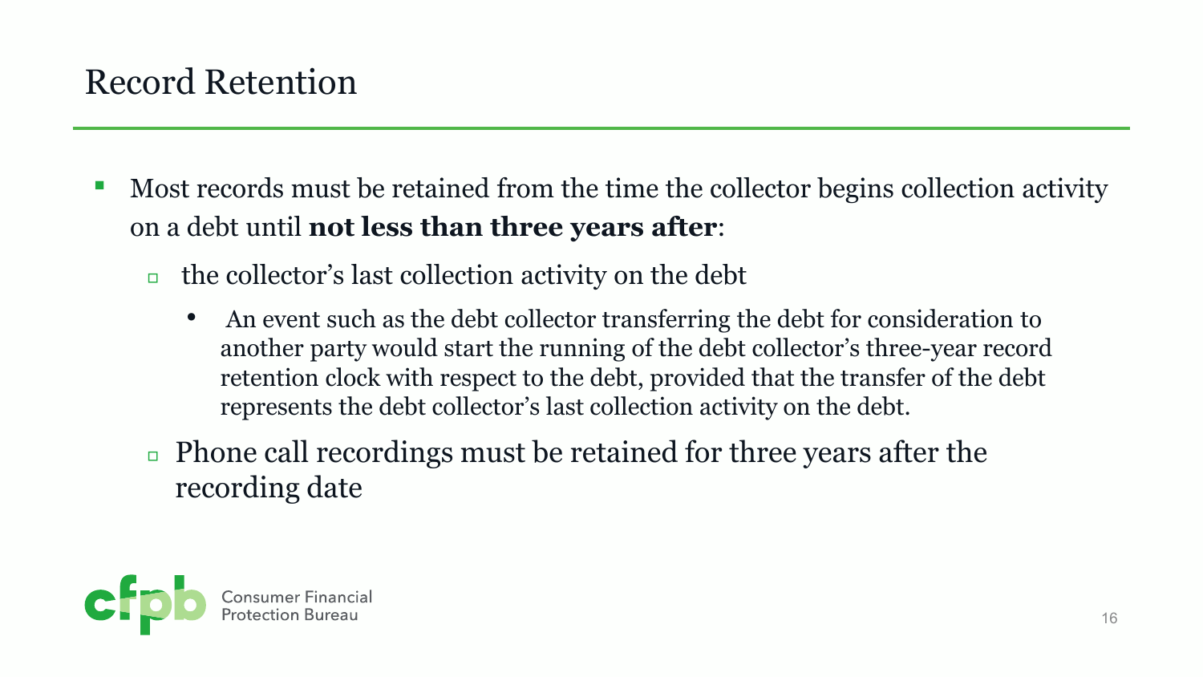# Record Retention

- Most records must be retained from the time the collector begins collection activity on a debt until **not less than three years after**:
  - the collector's last collection activity on the debt
    - An event such as the debt collector transferring the debt for consideration to another party would start the running of the debt collector's three-year record retention clock with respect to the debt, provided that the transfer of the debt represents the debt collector's last collection activity on the debt.
  - Phone call recordings must be retained for three years after the recording date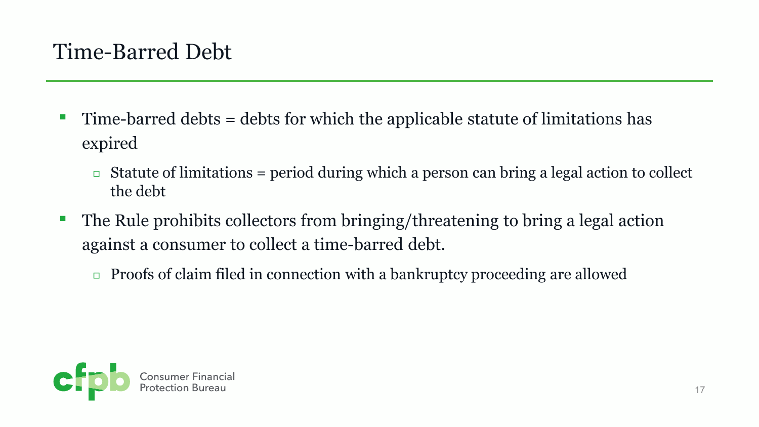# Time-Barred Debt

- Time-barred debts = debts for which the applicable statute of limitations has expired
  - Statute of limitations = period during which a person can bring a legal action to collect the debt
- The Rule prohibits collectors from bringing/threatening to bring a legal action against a consumer to collect a time-barred debt.
  - Proofs of claim filed in connection with a bankruptcy proceeding are allowed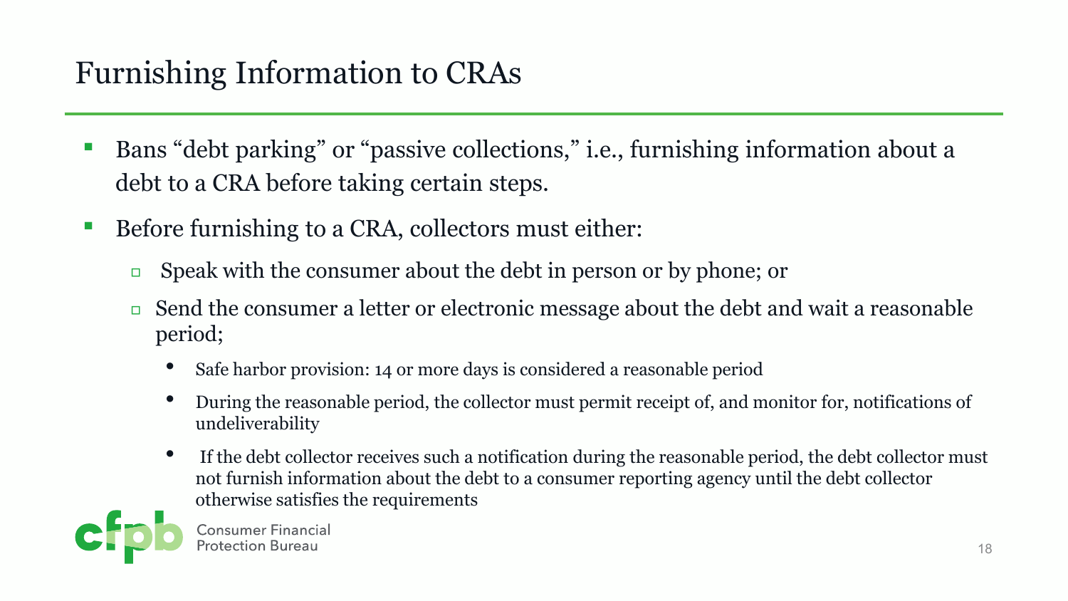# Furnishing Information to CRAs

- Bans "debt parking" or "passive collections," i.e., furnishing information about a debt to a CRA before taking certain steps.
- Before furnishing to a CRA, collectors must either:
  - Speak with the consumer about the debt in person or by phone; or
  - Send the consumer a letter or electronic message about the debt and wait a reasonable period;
    - Safe harbor provision: 14 or more days is considered a reasonable period
    - During the reasonable period, the collector must permit receipt of, and monitor for, notifications of undeliverability
    - If the debt collector receives such a notification during the reasonable period, the debt collector must not furnish information about the debt to a consumer reporting agency until the debt collector otherwise satisfies the requirements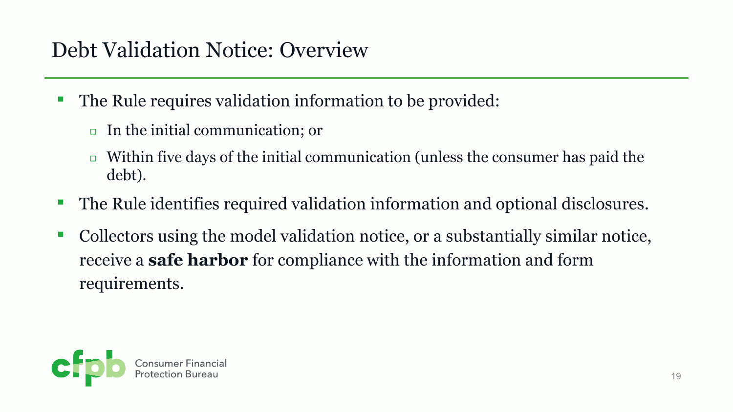# Debt Validation Notice: Overview

- The Rule requires validation information to be provided:
  - In the initial communication; or
  - Within five days of the initial communication (unless the consumer has paid the debt).
- The Rule identifies required validation information and optional disclosures.
- Collectors using the model validation notice, or a substantially similar notice, receive a **safe harbor** for compliance with the information and form requirements.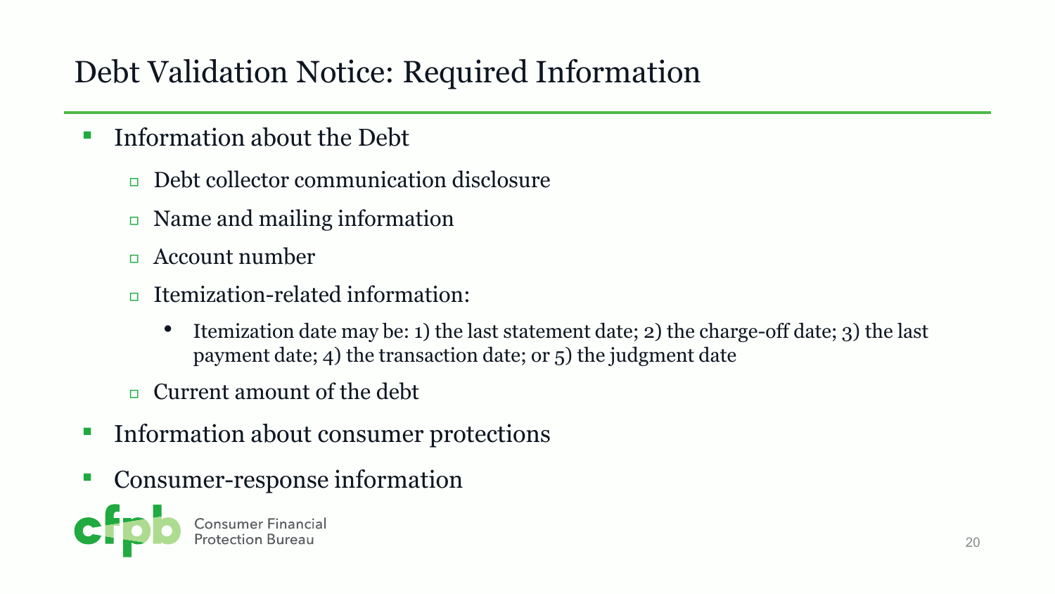# Debt Validation Notice: Required Information

- Information about the Debt
  - Debt collector communication disclosure
  - Name and mailing information
  - Account number
  - Itemization-related information:
    - Itemization date may be: 1) the last statement date; 2) the charge-off date; 3) the last payment date; 4) the transaction date; or 5) the judgment date
  - Current amount of the debt
- Information about consumer protections
- Consumer-response information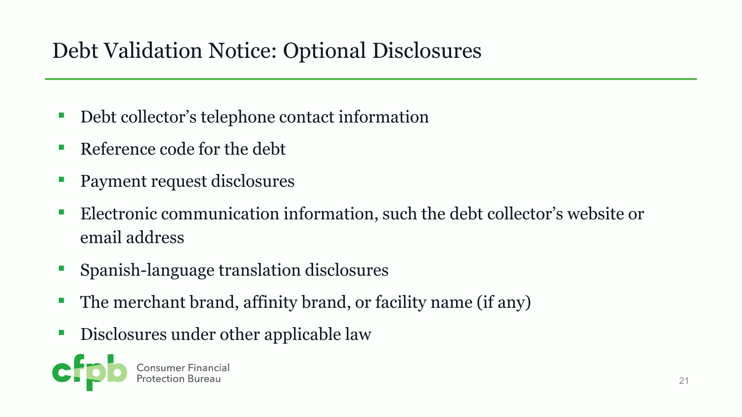# Debt Validation Notice: Optional Disclosures

- Debt collector's telephone contact information
- Reference code for the debt
- Payment request disclosures
- Electronic communication information, such the debt collector's website or email address
- Spanish-language translation disclosures
- The merchant brand, affinity brand, or facility name (if any)
- Disclosures under other applicable law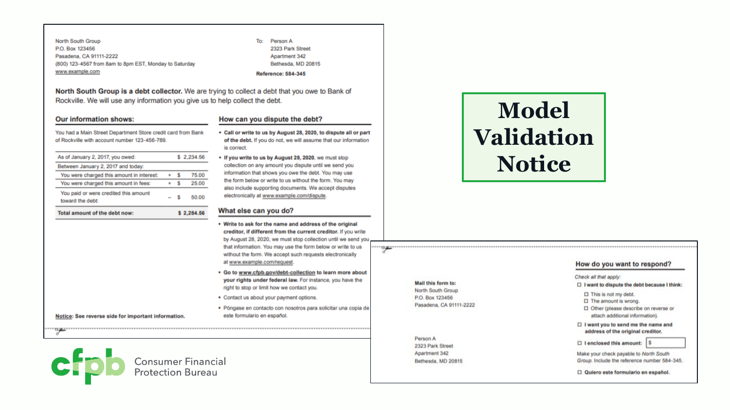# Model Validation Notice

North South Group
P.O. Box 123456
Pasadena, CA 91111-2222
(800) 123-4567 from 8am to 8pm EST, Monday to Saturday
www.example.com

To: Person A
2323 Park Street
Apartment 342
Bethesda, MD 20815

**Reference: 584-345**

**North South Group is a debt collector.** We are trying to collect a debt that you owe to Bank of Rockville. We will use any information you give us to help collect the debt.

## Our information shows:

You had a Main Street Department Store credit card from Bank of Rockville with account number 123-456-789.

| | | |
|---|---|---|
| As of January 2, 2017, you owed: | | $ 2,234.56 |
| Between January 2, 2017 and today: | | |
| You were charged this amount in interest: | + | $ 75.00 |
| You were charged this amount in fees: | + | $ 25.00 |
| You paid or were credited this amount toward the debt: | – | $ 50.00 |
| **Total amount of the debt now:** | | **$ 2,284.56** |

Notice: See reverse side for important information.

## How can you dispute the debt?

- **Call or write to us by August 28, 2020, to dispute all or part of the debt.** If you do not, we will assume that our information is correct.
- **If you write to us by August 28, 2020,** we must stop collection on any amount you dispute until we send you information that shows you owe the debt. You may use the form below or write to us without the form. You may also include supporting documents. We accept disputes electronically at www.example.com/dispute.

## What else can you do?

- **Write to ask for the name and address of the original creditor, if different from the current creditor.** If you write by August 28, 2020, we must stop collection until we send you that information. You may use the form below or write to us without the form. We accept such requests electronically at www.example.com/request.
- **Go to www.cfpb.gov/debt-collection to learn more about your rights under federal law.** For instance, you have the right to stop or limit how we contact you.
- Contact us about your payment options.
- Póngase en contacto con nosotros para solicitar una copia de este formulario en español.

**Mail this form to:**
North South Group
P.O. Box 123456
Pasadena, CA 91111-2222

Person A
2323 Park Street
Apartment 342
Bethesda, MD 20815

## How do you want to respond?

*Check all that apply:*

- ☐ **I want to dispute the debt because I think:**
  - ☐ This is not my debt.
  - ☐ The amount is wrong.
  - ☐ Other (please describe on reverse or attach additional information).
- ☐ **I want you to send me the name and address of the original creditor.**
- ☐ **I enclosed this amount:** $

Make your check payable to *North South Group*. Include the reference number 584-345.

- ☐ **Quiero este formulario en español.**

Consumer Financial Protection Bureau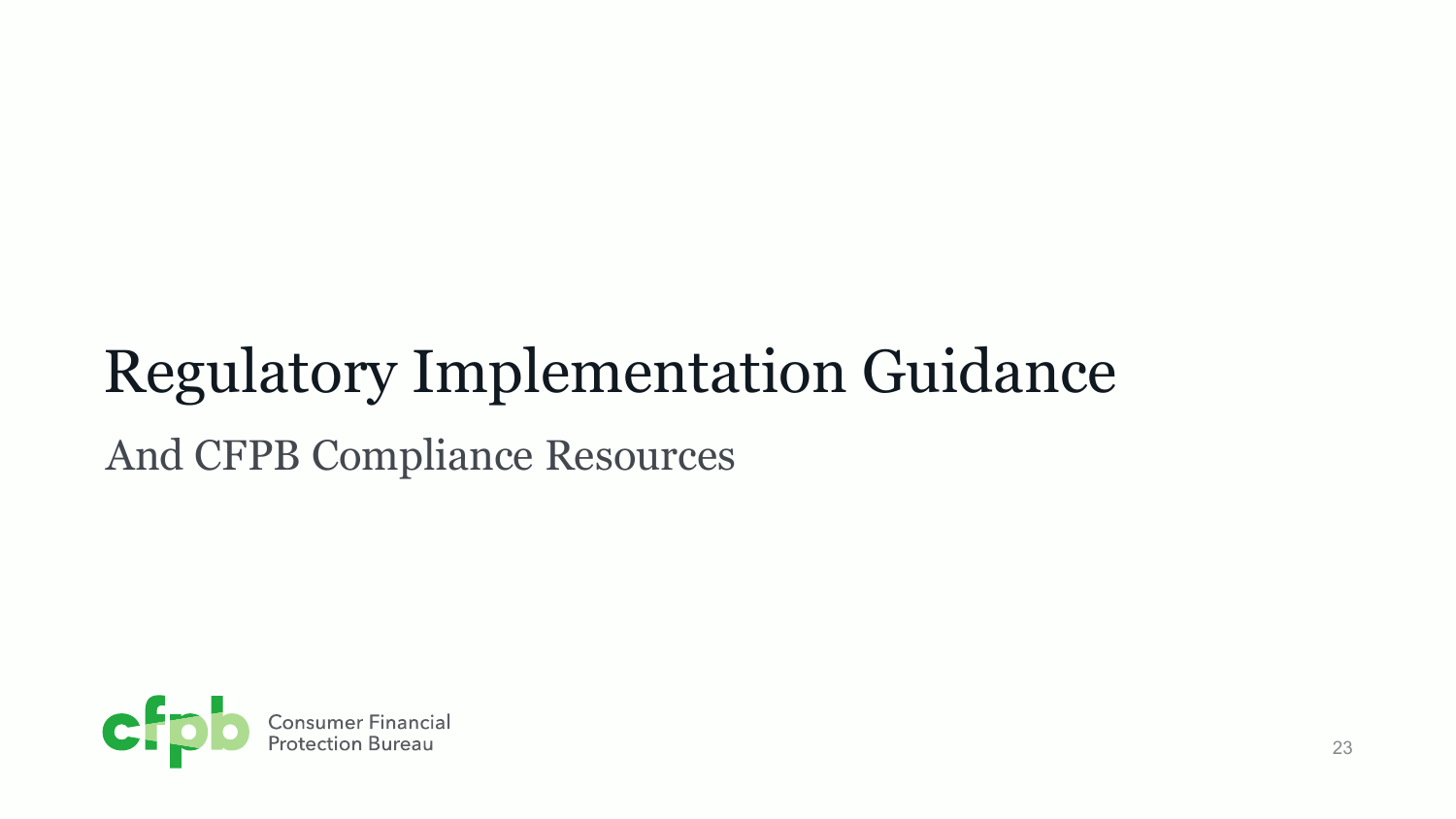# Regulatory Implementation Guidance

And CFPB Compliance Resources

Consumer Financial Protection Bureau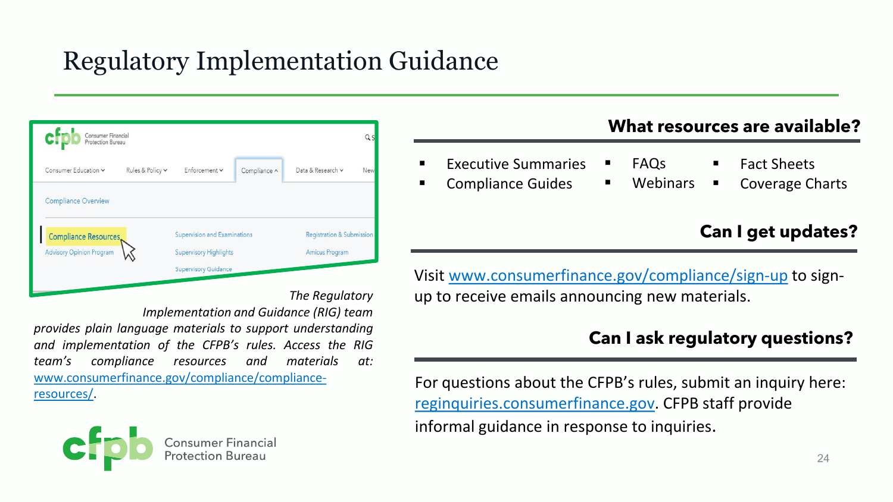# Regulatory Implementation Guidance

*The Regulatory Implementation and Guidance (RIG) team provides plain language materials to support understanding and implementation of the CFPB's rules. Access the RIG team's compliance resources and materials at:* www.consumerfinance.gov/compliance/compliance-resources/.

### What resources are available?

- Executive Summaries
- Compliance Guides
- FAQs
- Webinars
- Fact Sheets
- Coverage Charts

### Can I get updates?

Visit www.consumerfinance.gov/compliance/sign-up to sign-up to receive emails announcing new materials.

### Can I ask regulatory questions?

For questions about the CFPB's rules, submit an inquiry here: reginquiries.consumerfinance.gov. CFPB staff provide informal guidance in response to inquiries.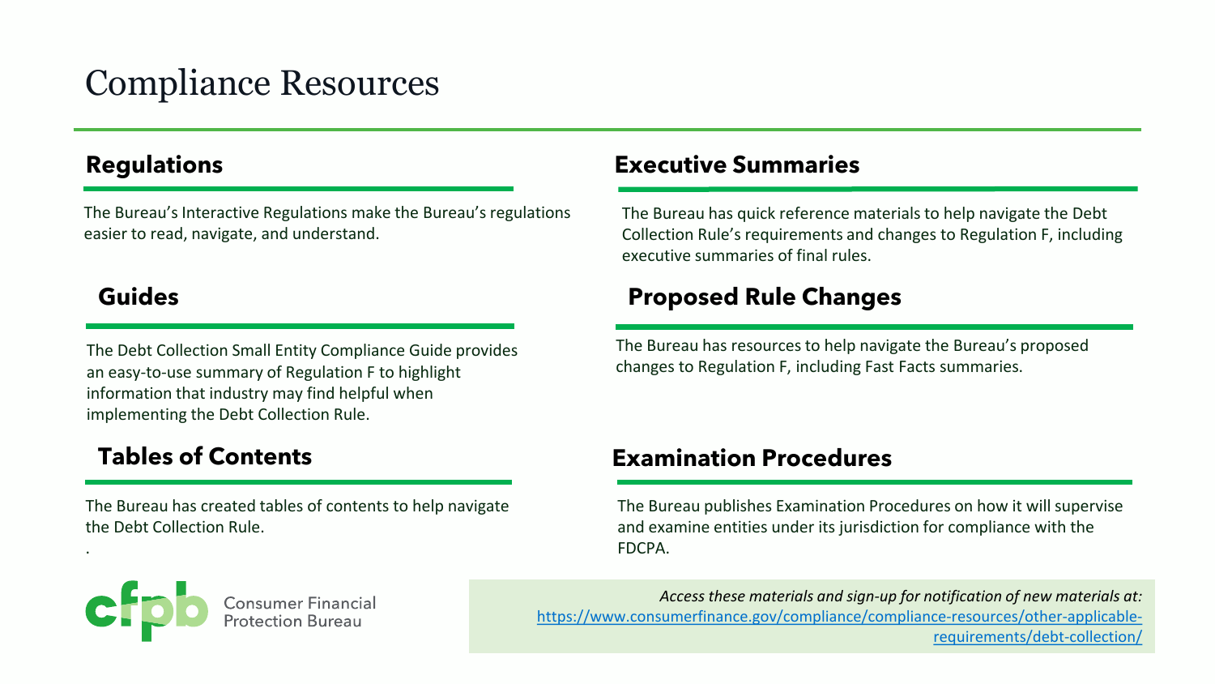# Compliance Resources

## Regulations

The Bureau's Interactive Regulations make the Bureau's regulations easier to read, navigate, and understand.

## Guides

The Debt Collection Small Entity Compliance Guide provides an easy-to-use summary of Regulation F to highlight information that industry may find helpful when implementing the Debt Collection Rule.

## Tables of Contents

The Bureau has created tables of contents to help navigate the Debt Collection Rule.

.

## Executive Summaries

The Bureau has quick reference materials to help navigate the Debt Collection Rule's requirements and changes to Regulation F, including executive summaries of final rules.

## Proposed Rule Changes

The Bureau has resources to help navigate the Bureau's proposed changes to Regulation F, including Fast Facts summaries.

## Examination Procedures

The Bureau publishes Examination Procedures on how it will supervise and examine entities under its jurisdiction for compliance with the FDCPA.

cfpb Consumer Financial Protection Bureau

*Access these materials and sign-up for notification of new materials at:*
[https://www.consumerfinance.gov/compliance/compliance-resources/other-applicable-requirements/debt-collection/](https://www.consumerfinance.gov/compliance/compliance-resources/other-applicable-requirements/debt-collection/)